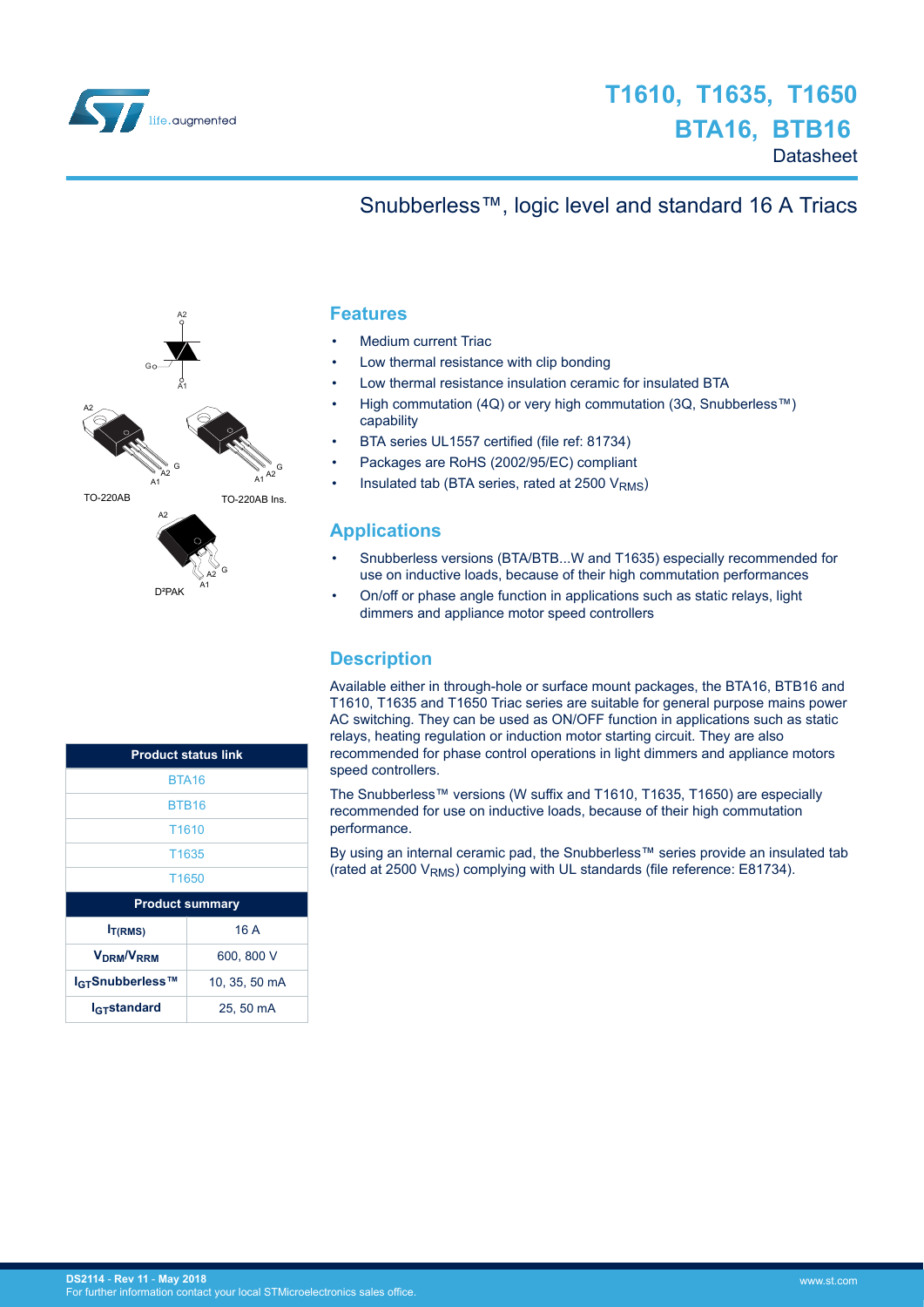# T1610, T1635, T1650
# BTA16, BTB16

Datasheet

## Snubberless™, logic level and standard 16 A Triacs

A2

G

A1

A2

A1 A2 G

A1 A2 G

TO-220AB

TO-220AB Ins.

A2

A2 G

A1

D²PAK

## Features

- Medium current Triac
- Low thermal resistance with clip bonding
- Low thermal resistance insulation ceramic for insulated BTA
- High commutation (4Q) or very high commutation (3Q, Snubberless™) capability
- BTA series UL1557 certified (file ref: 81734)
- Packages are RoHS (2002/95/EC) compliant
- Insulated tab (BTA series, rated at 2500 $V_{RMS}$)

## Applications

- Snubberless versions (BTA/BTB...W and T1635) especially recommended for use on inductive loads, because of their high commutation performances
- On/off or phase angle function in applications such as static relays, light dimmers and appliance motor speed controllers

## Description

Available either in through-hole or surface mount packages, the BTA16, BTB16 and T1610, T1635 and T1650 Triac series are suitable for general purpose mains power AC switching. They can be used as ON/OFF function in applications such as static relays, heating regulation or induction motor starting circuit. They are also recommended for phase control operations in light dimmers and appliance motors speed controllers.

The Snubberless™ versions (W suffix and T1610, T1635, T1650) are especially recommended for use on inductive loads, because of their high commutation performance.

By using an internal ceramic pad, the Snubberless™ series provide an insulated tab (rated at 2500 $V_{RMS}$) complying with UL standards (file reference: E81734).

| Product status link |
| --- |
| BTA16 |
| BTB16 |
| T1610 |
| T1635 |
| T1650 |

| Product summary | |
| --- | --- |
| $I_{T(RMS)}$ | 16 A |
| $V_{DRM}/V_{RRM}$ | 600, 800 V |
| $I_{GT}$ Snubberless™ | 10, 35, 50 mA |
| $I_{GT}$ standard | 25, 50 mA |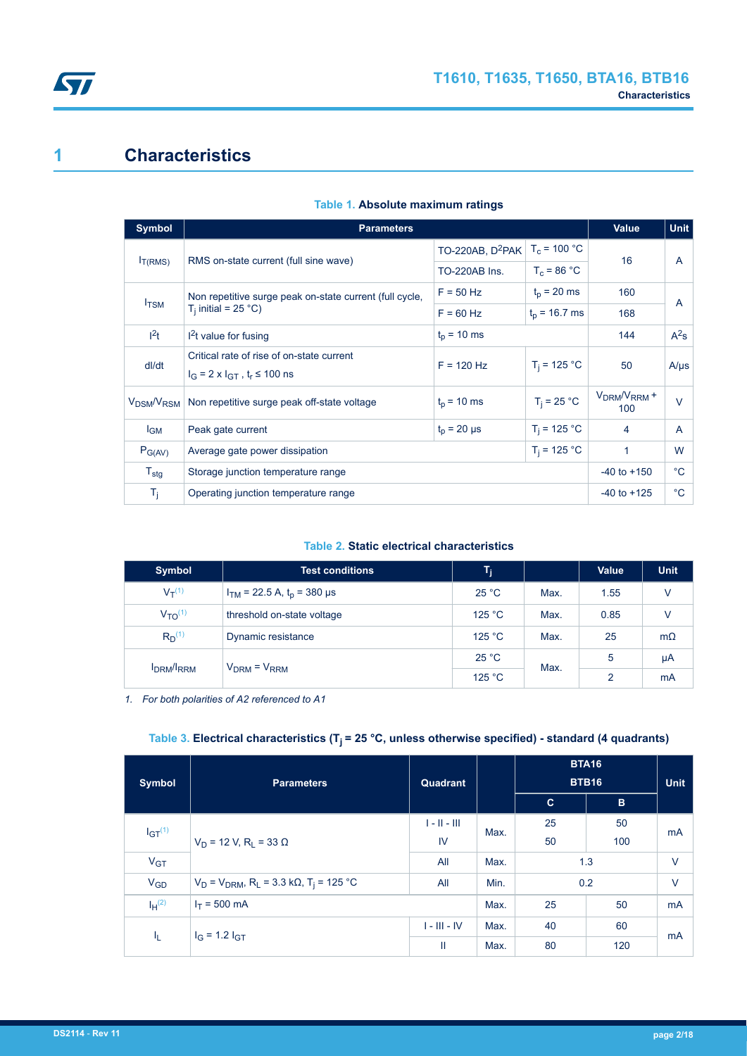# 1 Characteristics

**Table 1. Absolute maximum ratings**

| Symbol | Parameters | | | Value | Unit |
|---|---|---|---|---|---|
| $I_{T(RMS)}$ | RMS on-state current (full sine wave) | TO-220AB, $D^2PAK$ | $T_c$ = 100 °C | 16 | A |
| | | TO-220AB Ins. | $T_c$ = 86 °C | | |
| $I_{TSM}$ | Non repetitive surge peak on-state current (full cycle, $T_j$ initial = 25 °C) | F = 50 Hz | $t_p$ = 20 ms | 160 | A |
| | | F = 60 Hz | $t_p$ = 16.7 ms | 168 | |
| $I^2t$ | $I^2t$ value for fusing | $t_p$ = 10 ms | | 144 | $A^2s$ |
| dI/dt | Critical rate of rise of on-state current $I_G = 2 \times I_{GT}$ , $t_r \leq 100$ ns | F = 120 Hz | $T_j$ = 125 °C | 50 | A/µs |
| $V_{DSM}/V_{RSM}$ | Non repetitive surge peak off-state voltage | $t_p$ = 10 ms | $T_j$ = 25 °C | $V_{DRM}/V_{RRM}$ + 100 | V |
| $I_{GM}$ | Peak gate current | $t_p$ = 20 µs | $T_j$ = 125 °C | 4 | A |
| $P_{G(AV)}$ | Average gate power dissipation | | $T_j$ = 125 °C | 1 | W |
| $T_{stg}$ | Storage junction temperature range | | | -40 to +150 | °C |
| $T_j$ | Operating junction temperature range | | | -40 to +125 | °C |

**Table 2. Static electrical characteristics**

| Symbol | Test conditions | $T_j$ | | Value | Unit |
|---|---|---|---|---|---|
| $V_T$ [(1)] | $I_{TM}$ = 22.5 A, $t_p$ = 380 µs | 25 °C | Max. | 1.55 | V |
| $V_{TO}$ [(1)] | threshold on-state voltage | 125 °C | Max. | 0.85 | V |
| $R_D$ [(1)] | Dynamic resistance | 125 °C | Max. | 25 | mΩ |
| $I_{DRM}/I_{RRM}$ | $V_{DRM} = V_{RRM}$ | 25 °C | Max. | 5 | µA |
| | | 125 °C | | 2 | mA |

*1. For both polarities of A2 referenced to A1*

**Table 3. Electrical characteristics ($T_j$ = 25 °C, unless otherwise specified) - standard (4 quadrants)**

| Symbol | Parameters | Quadrant | | BTA16 BTB16 C | BTA16 BTB16 B | Unit |
|---|---|---|---|---|---|---|
| $I_{GT}$ [(1)] | $V_D$ = 12 V, $R_L$ = 33 Ω | I - II - III | Max. | 25 | 50 | mA |
| | | IV | | 50 | 100 | |
| $V_{GT}$ | | All | Max. | 1.3 | | V |
| $V_{GD}$ | $V_D = V_{DRM}$, $R_L$ = 3.3 kΩ, $T_j$ = 125 °C | All | Min. | 0.2 | | V |
| $I_H$ [(2)] | $I_T$ = 500 mA | | Max. | 25 | 50 | mA |
| $I_L$ | $I_G = 1.2\ I_{GT}$ | I - III - IV | Max. | 40 | 60 | mA |
| | | II | Max. | 80 | 120 | |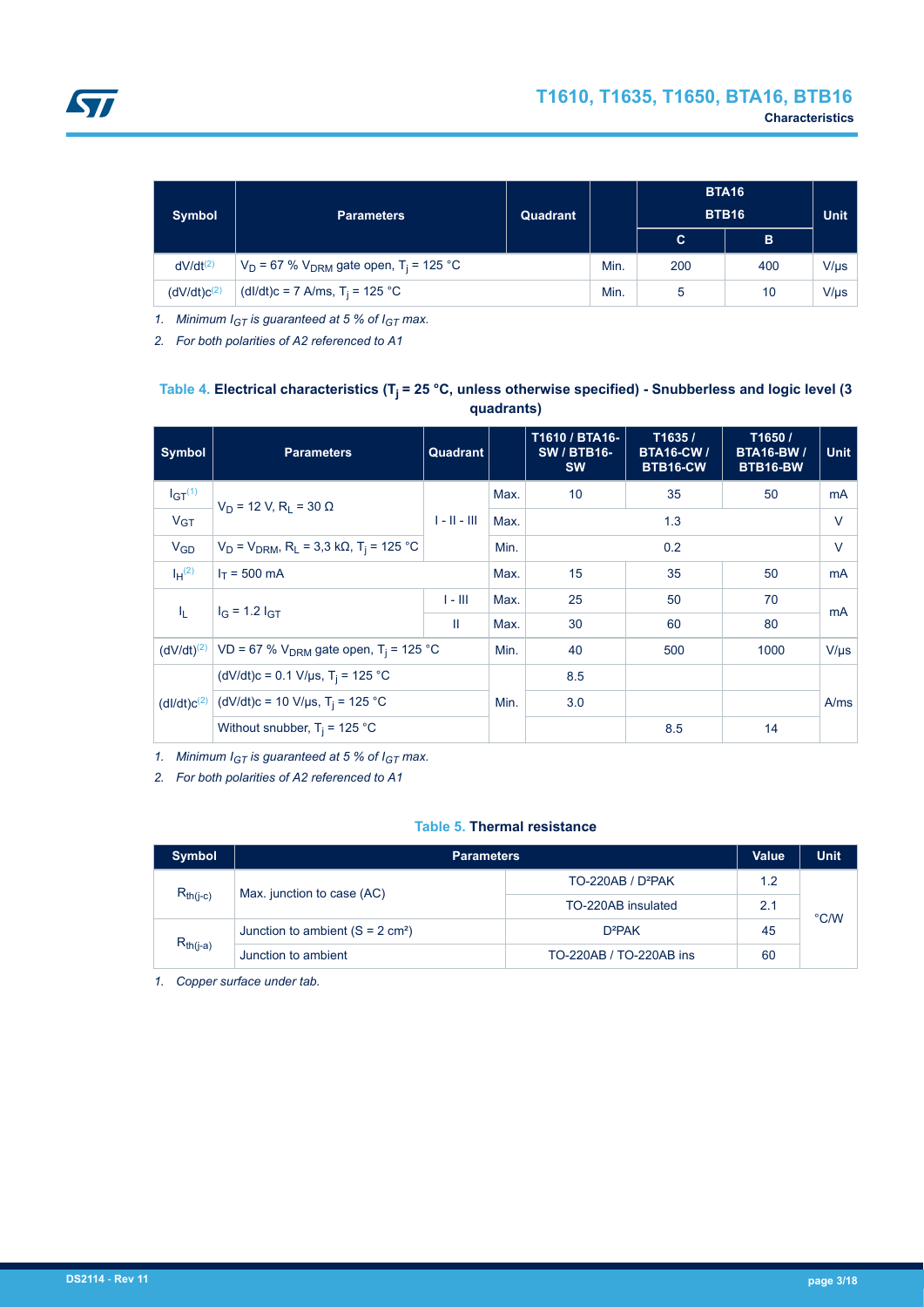| Symbol | Parameters | Quadrant | | BTA16 BTB16 | | Unit |
|---|---|---|---|---|---|---|
| | | | | C | B | |
| dV/dt[2] | $V_D$ = 67 % $V_{DRM}$ gate open, $T_j$ = 125 °C | | Min. | 200 | 400 | V/µs |
| (dV/dt)c[2] | (dI/dt)c = 7 A/ms, $T_j$ = 125 °C | | Min. | 5 | 10 | V/µs |

1. *Minimum $I_{GT}$ is guaranteed at 5 % of $I_{GT}$ max.*
2. *For both polarities of A2 referenced to A1*

**Table 4. Electrical characteristics ($T_j$ = 25 °C, unless otherwise specified) - Snubberless and logic level (3 quadrants)**

| Symbol | Parameters | Quadrant | | T1610 / BTA16-SW / BTB16-SW | T1635 / BTA16-CW / BTB16-CW | T1650 / BTA16-BW / BTB16-BW | Unit |
|---|---|---|---|---|---|---|---|
| $I_{GT}$[1] | $V_D$ = 12 V, $R_L$ = 30 Ω | I - II - III | Max. | 10 | 35 | 50 | mA |
| $V_{GT}$ | | | Max. | 1.3 | | | V |
| $V_{GD}$ | $V_D$ = $V_{DRM}$, $R_L$ = 3,3 kΩ, $T_j$ = 125 °C | | Min. | 0.2 | | | V |
| $I_H$[2] | $I_T$ = 500 mA | | Max. | 15 | 35 | 50 | mA |
| $I_L$ | $I_G$ = 1.2 $I_{GT}$ | I - III | Max. | 25 | 50 | 70 | mA |
| | | II | Max. | 30 | 60 | 80 | |
| (dV/dt)[2] | VD = 67 % $V_{DRM}$ gate open, $T_j$ = 125 °C | | Min. | 40 | 500 | 1000 | V/µs |
| (dI/dt)c[2] | (dV/dt)c = 0.1 V/µs, $T_j$ = 125 °C | | Min. | 8.5 | | | A/ms |
| | (dV/dt)c = 10 V/µs, $T_j$ = 125 °C | | | 3.0 | | | |
| | Without snubber, $T_j$ = 125 °C | | | | 8.5 | 14 | |

1. *Minimum $I_{GT}$ is guaranteed at 5 % of $I_{GT}$ max.*
2. *For both polarities of A2 referenced to A1*

**Table 5. Thermal resistance**

| Symbol | Parameters | | Value | Unit |
|---|---|---|---|---|
| $R_{th(j-c)}$ | Max. junction to case (AC) | TO-220AB / D²PAK | 1.2 | °C/W |
| | | TO-220AB insulated | 2.1 | |
| $R_{th(j-a)}$ | Junction to ambient (S = 2 cm²) | D²PAK | 45 | |
| | Junction to ambient | TO-220AB / TO-220AB ins | 60 | |

1. *Copper surface under tab.*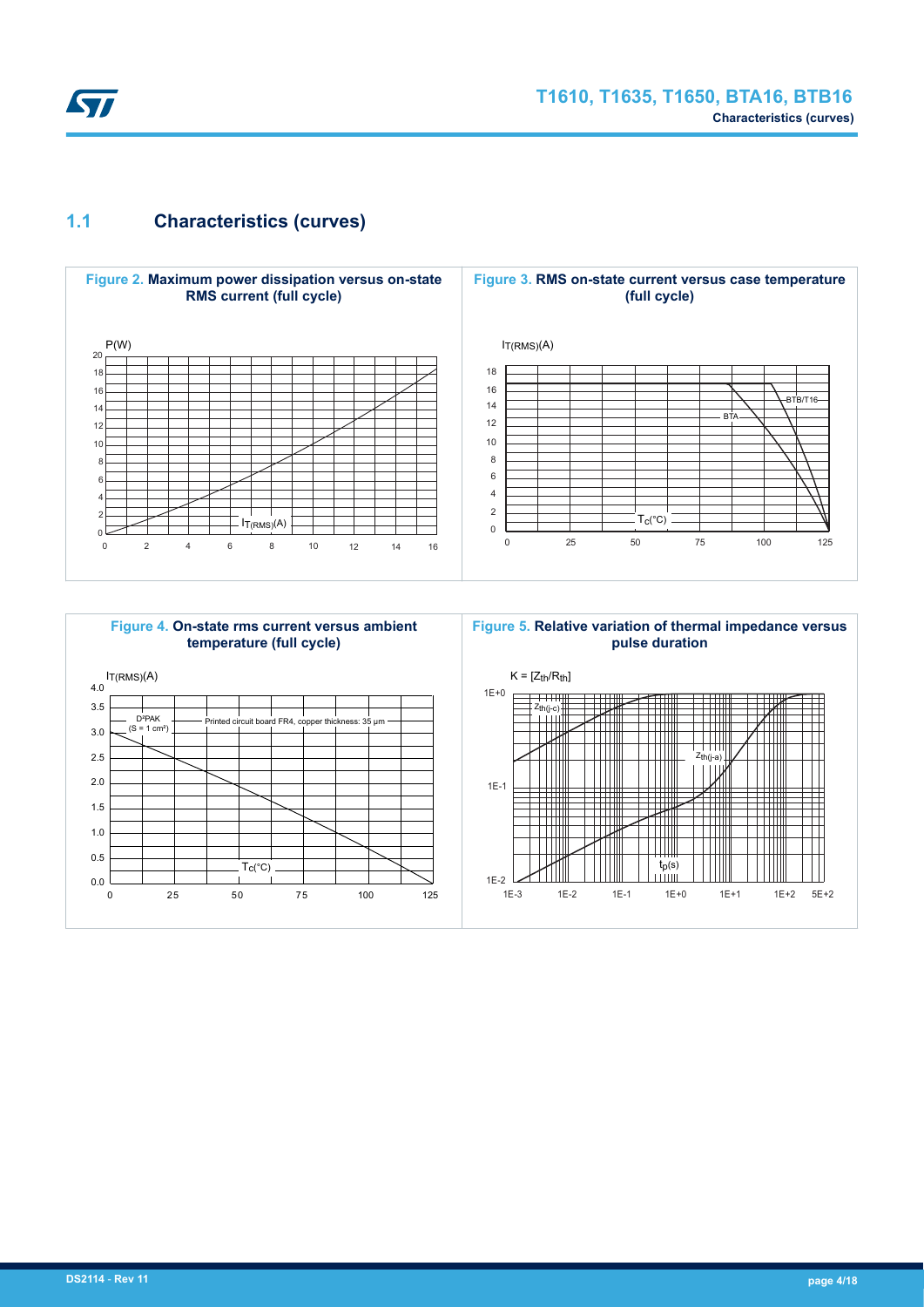### 1.1 Characteristics (curves)

**Figure 2.** Maximum power dissipation versus on-state RMS current (full cycle)

P(W)

20, 18, 16, 14, 12, 10, 8, 6, 4, 2, 0

$I_{T(RMS)}$(A)

0, 2, 4, 6, 8, 10, 12, 14, 16

**Figure 3.** RMS on-state current versus case temperature (full cycle)

$I_{T(RMS)}$(A)

18, 16, 14, 12, 10, 8, 6, 4, 2, 0

BTB/T16

BTA

$T_C$(°C)

0, 25, 50, 75, 100, 125

**Figure 4.** On-state rms current versus ambient temperature (full cycle)

$I_{T(RMS)}$(A)

4.0, 3.5, 3.0, 2.5, 2.0, 1.5, 1.0, 0.5, 0.0

D²PAK
(S = 1 cm²)

Printed circuit board FR4, copper thickness: 35 µm

$T_C$(°C)

0, 25, 50, 75, 100, 125

**Figure 5.** Relative variation of thermal impedance versus pulse duration

$K = [Z_{th}/R_{th}]$

1E+0, 1E-1, 1E-2

$Z_{th(j-c)}$

$Z_{th(j-a)}$

$t_p$(s)

1E-3, 1E-2, 1E-1, 1E+0, 1E+1, 1E+2, 5E+2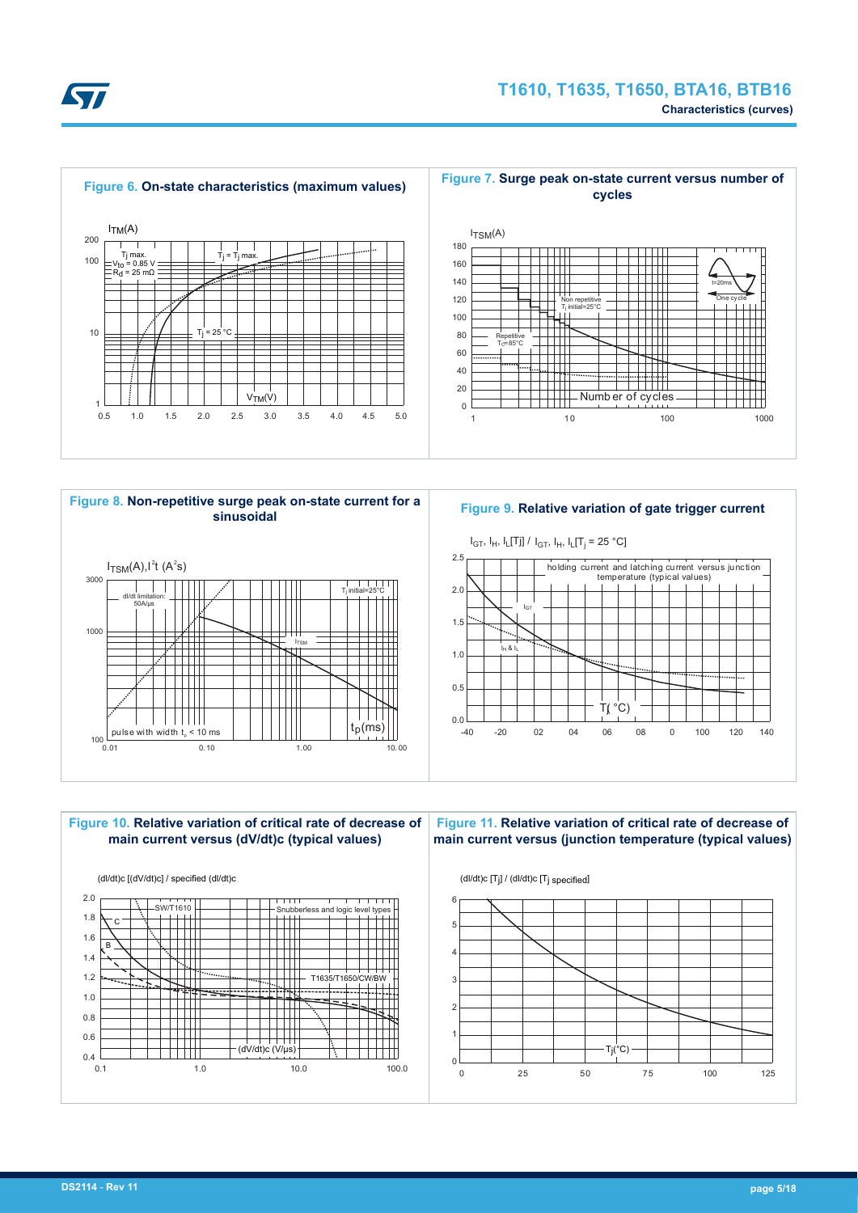**Figure 6. On-state characteristics (maximum values)**

$I_{TM}$(A)

$T_j$ max.
$V_{to}$ = 0.85 V
$R_d$ = 25 mΩ

$T_j = T_j$ max.

$T_j$ = 25 °C

$V_{TM}$(V)

**Figure 7. Surge peak on-state current versus number of cycles**

$I_{TSM}$(A)

t=20ms

One cycle

Non repetitive
$T_j$ initial=25°C

Repetitive
$T_C$=85°C

Number of cycles

**Figure 8. Non-repetitive surge peak on-state current for a sinusoidal**

$I_{TSM}$(A), $I^2t$ ($A^2s$)

dI/dt limitation:
50A/µs

$T_j$ initial=25°C

$I_{TSM}$

$I^2t$

pulse with width $t_p$ < 10 ms

$t_p$(ms)

**Figure 9. Relative variation of gate trigger current**

$I_{GT}$, $I_H$, $I_L$[$T_j$] / $I_{GT}$, $I_H$, $I_L$[$T_j$ = 25 °C]

holding current and latching current versus junction temperature (typical values)

$I_{GT}$

$I_H$ & $I_L$

$T_j$(°C)

**Figure 10. Relative variation of critical rate of decrease of main current versus (dV/dt)c (typical values)**

(dI/dt)c [(dV/dt)c] / specified (dI/dt)c

SW/T1610

Snubberless and logic level types

C

B

T1635/T1650/CW/BW

(dV/dt)c (V/µs)

**Figure 11. Relative variation of critical rate of decrease of main current versus (junction temperature (typical values)**

(dI/dt)c [$T_j$] / (dI/dt)c [$T_j$ specified]

$T_j$(°C)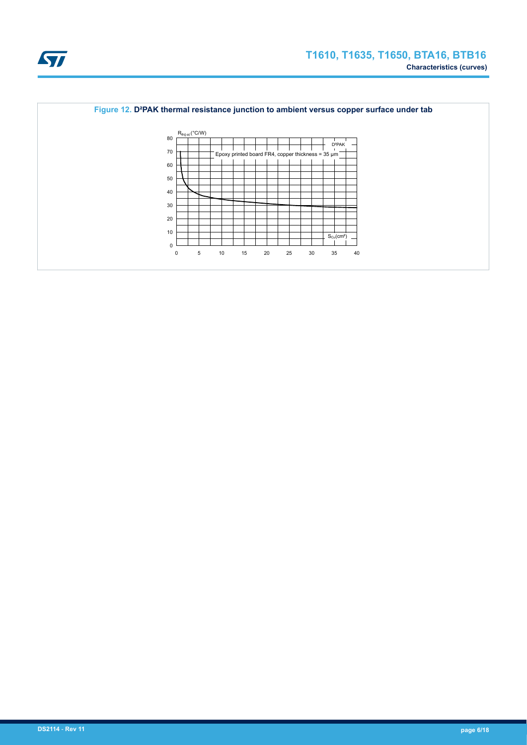**Figure 12.** **D²PAK thermal resistance junction to ambient versus copper surface under tab**

$R_{th(j-a)}$ (°C/W)

D²PAK

Epoxy printed board FR4, copper thickness = 35 µm

$S_{Cu}$(cm²)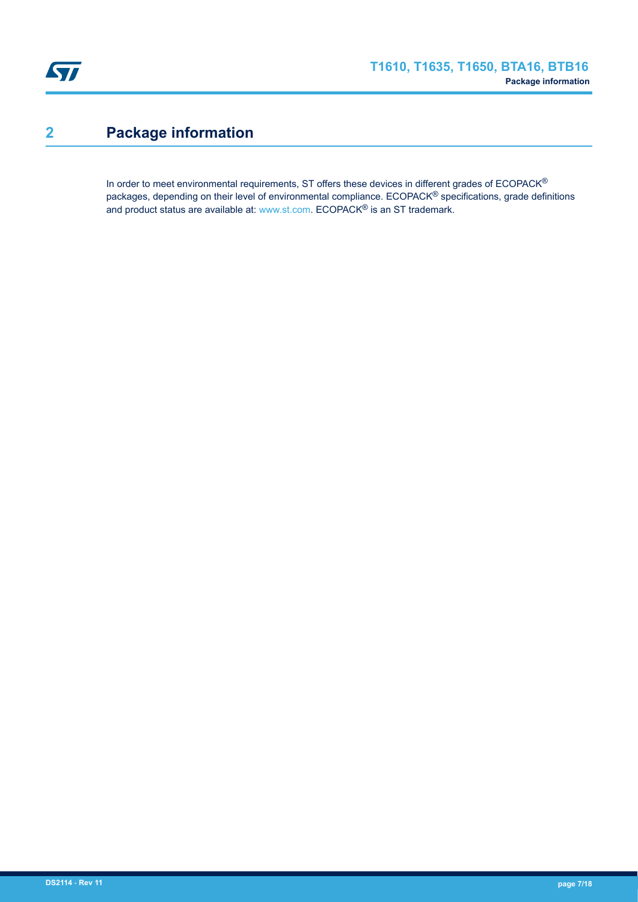# 2 Package information

In order to meet environmental requirements, ST offers these devices in different grades of ECOPACK® packages, depending on their level of environmental compliance. ECOPACK® specifications, grade definitions and product status are available at: www.st.com. ECOPACK® is an ST trademark.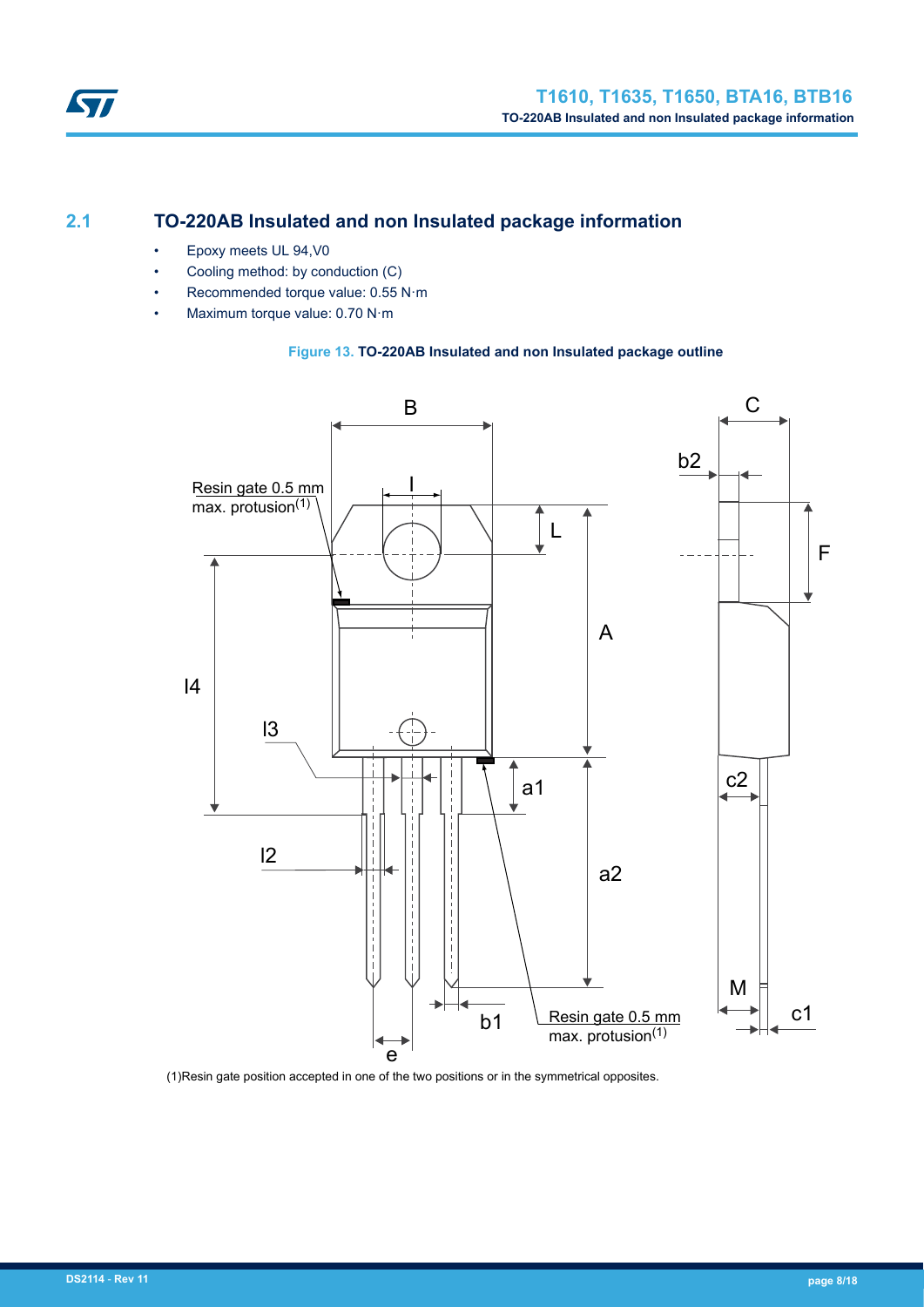## 2.1 TO-220AB Insulated and non Insulated package information

- Epoxy meets UL 94,V0
- Cooling method: by conduction (C)
- Recommended torque value: 0.55 N·m
- Maximum torque value: 0.70 N·m

**Figure 13. TO-220AB Insulated and non Insulated package outline**

(1)Resin gate position accepted in one of the two positions or in the symmetrical opposites.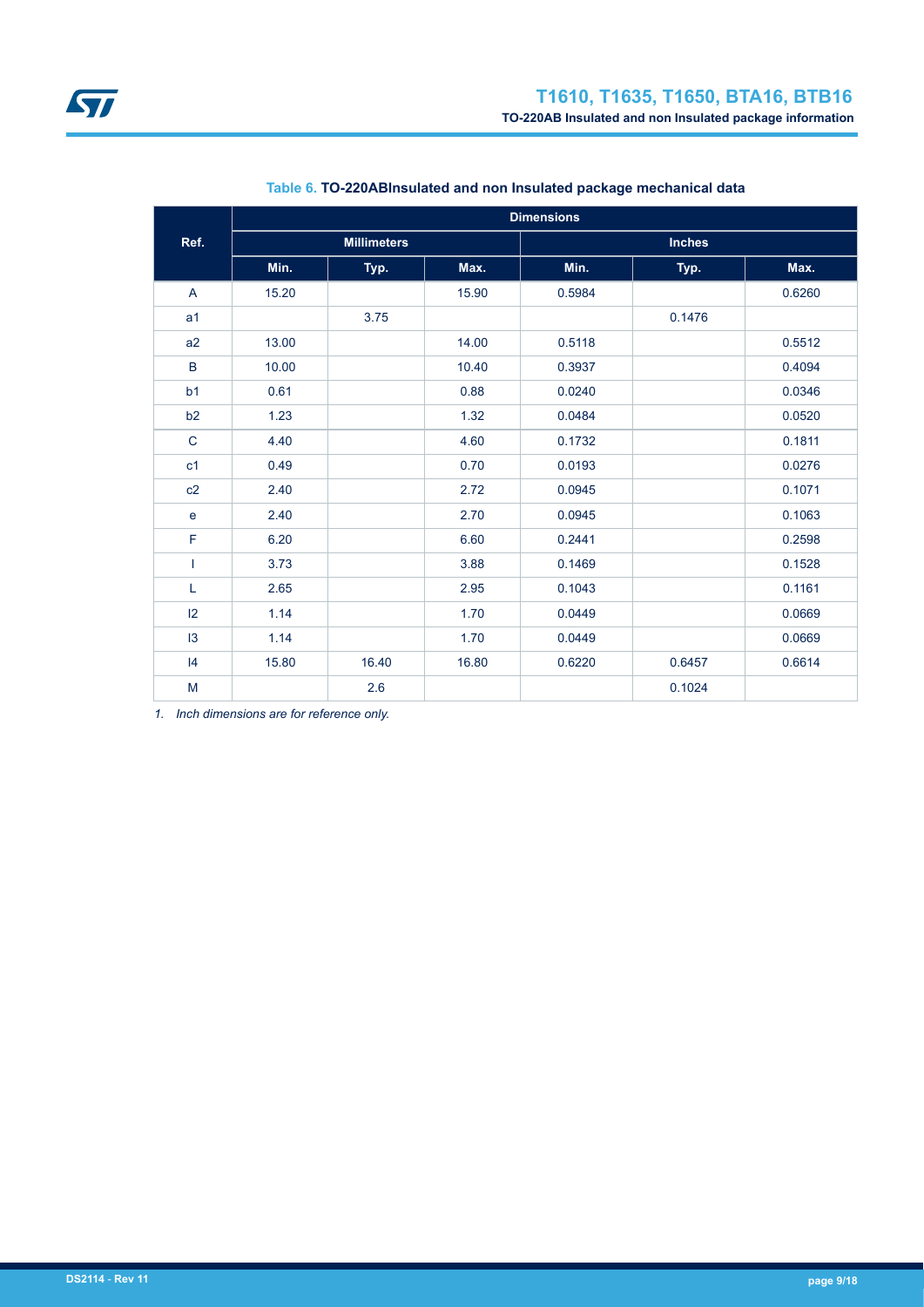**Table 6. TO-220ABInsulated and non Insulated package mechanical data**

| Ref. | Dimensions | | | | | |
|---|---|---|---|---|---|---|
| | Millimeters | | | Inches | | |
| | Min. | Typ. | Max. | Min. | Typ. | Max. |
| A | 15.20 | | 15.90 | 0.5984 | | 0.6260 |
| a1 | | 3.75 | | | 0.1476 | |
| a2 | 13.00 | | 14.00 | 0.5118 | | 0.5512 |
| B | 10.00 | | 10.40 | 0.3937 | | 0.4094 |
| b1 | 0.61 | | 0.88 | 0.0240 | | 0.0346 |
| b2 | 1.23 | | 1.32 | 0.0484 | | 0.0520 |
| C | 4.40 | | 4.60 | 0.1732 | | 0.1811 |
| c1 | 0.49 | | 0.70 | 0.0193 | | 0.0276 |
| c2 | 2.40 | | 2.72 | 0.0945 | | 0.1071 |
| e | 2.40 | | 2.70 | 0.0945 | | 0.1063 |
| F | 6.20 | | 6.60 | 0.2441 | | 0.2598 |
| I | 3.73 | | 3.88 | 0.1469 | | 0.1528 |
| L | 2.65 | | 2.95 | 0.1043 | | 0.1161 |
| l2 | 1.14 | | 1.70 | 0.0449 | | 0.0669 |
| l3 | 1.14 | | 1.70 | 0.0449 | | 0.0669 |
| l4 | 15.80 | 16.40 | 16.80 | 0.6220 | 0.6457 | 0.6614 |
| M | | 2.6 | | | 0.1024 | |

*1. Inch dimensions are for reference only.*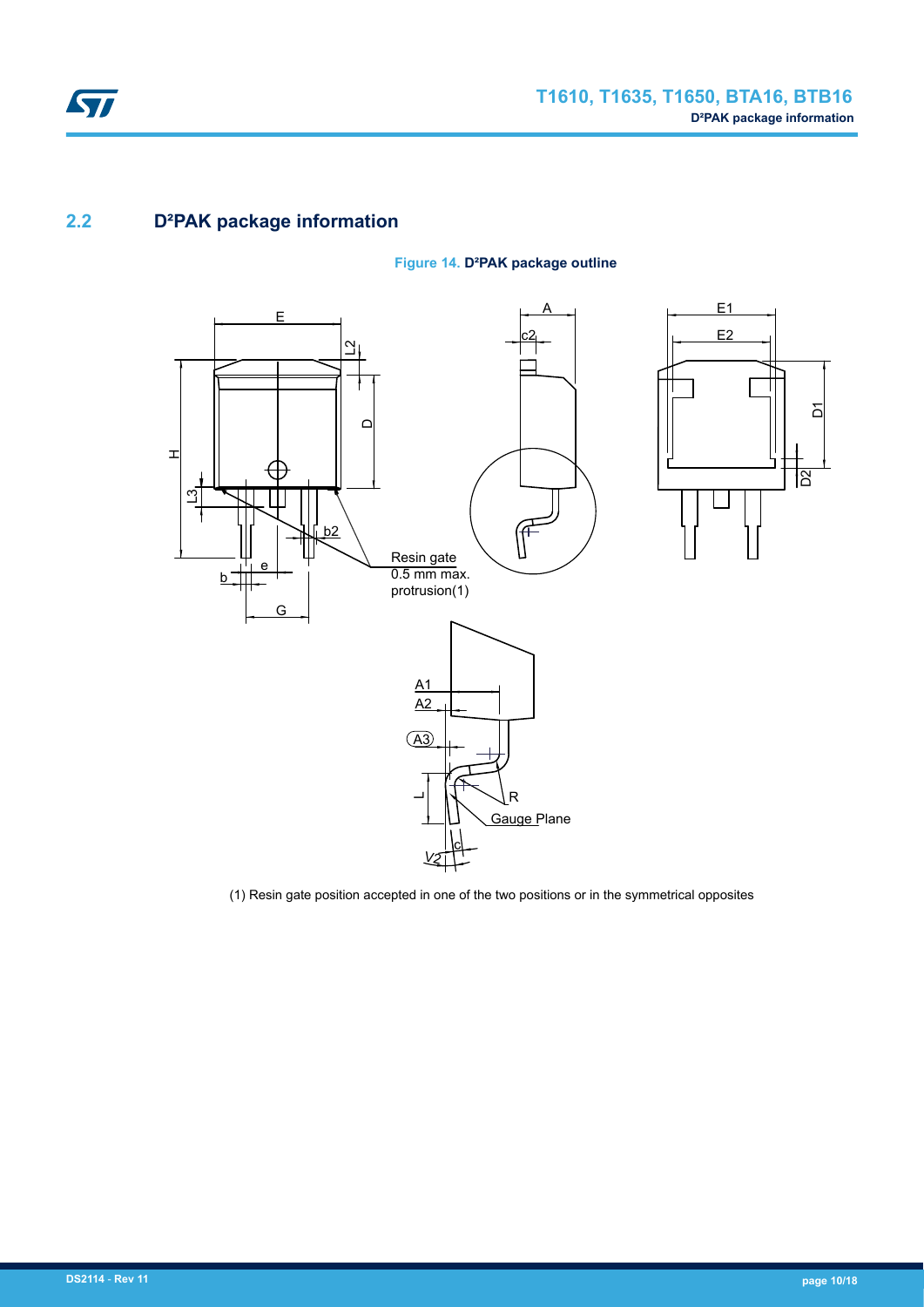## 2.2 D²PAK package information

Figure 14. D²PAK package outline

(1) Resin gate position accepted in one of the two positions or in the symmetrical opposites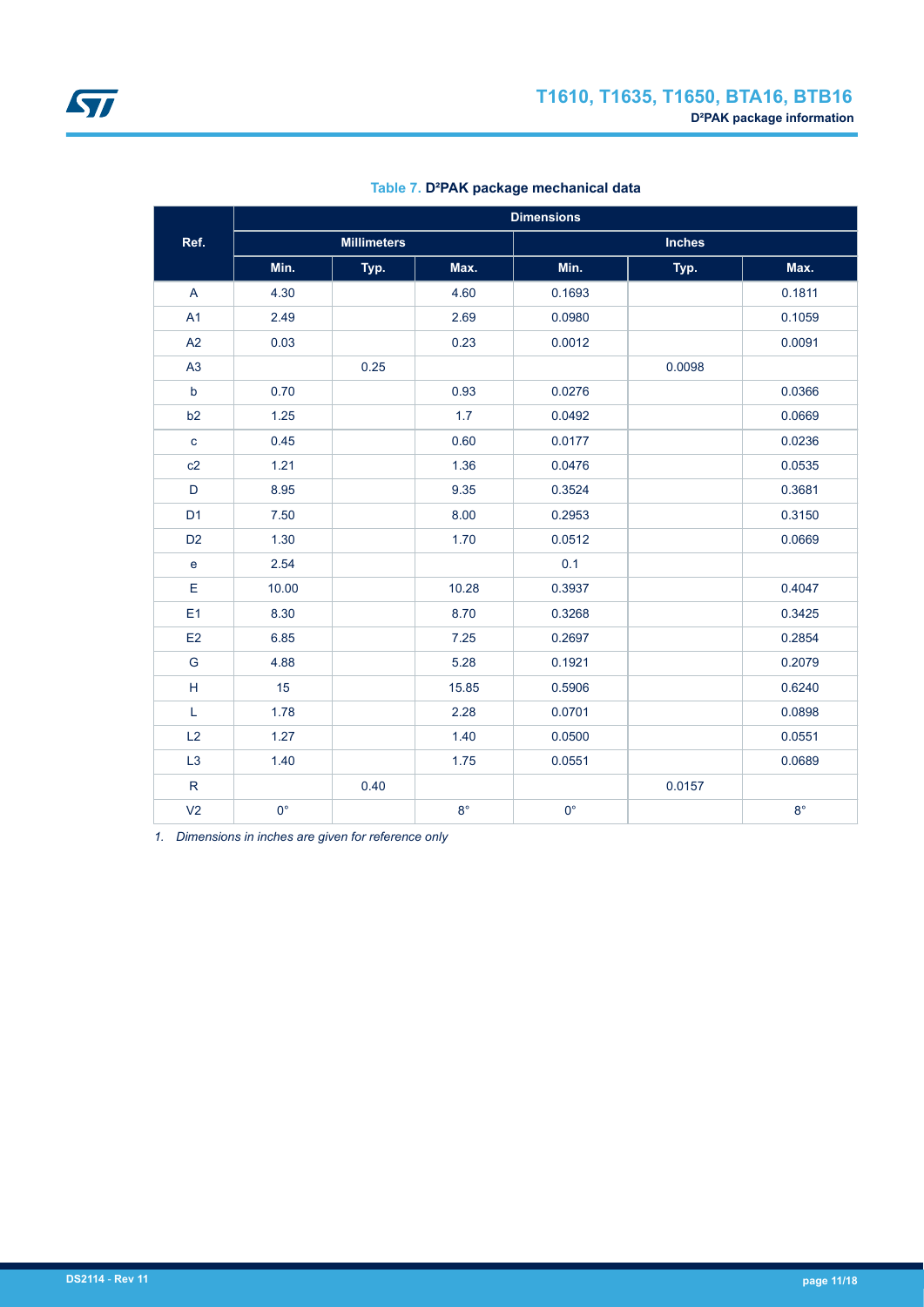**Table 7. D²PAK package mechanical data**

| Ref. | Dimensions | | | | | |
|---|---|---|---|---|---|---|
| | Millimeters | | | Inches | | |
| | Min. | Typ. | Max. | Min. | Typ. | Max. |
| A | 4.30 | | 4.60 | 0.1693 | | 0.1811 |
| A1 | 2.49 | | 2.69 | 0.0980 | | 0.1059 |
| A2 | 0.03 | | 0.23 | 0.0012 | | 0.0091 |
| A3 | | 0.25 | | | 0.0098 | |
| b | 0.70 | | 0.93 | 0.0276 | | 0.0366 |
| b2 | 1.25 | | 1.7 | 0.0492 | | 0.0669 |
| c | 0.45 | | 0.60 | 0.0177 | | 0.0236 |
| c2 | 1.21 | | 1.36 | 0.0476 | | 0.0535 |
| D | 8.95 | | 9.35 | 0.3524 | | 0.3681 |
| D1 | 7.50 | | 8.00 | 0.2953 | | 0.3150 |
| D2 | 1.30 | | 1.70 | 0.0512 | | 0.0669 |
| e | 2.54 | | | 0.1 | | |
| E | 10.00 | | 10.28 | 0.3937 | | 0.4047 |
| E1 | 8.30 | | 8.70 | 0.3268 | | 0.3425 |
| E2 | 6.85 | | 7.25 | 0.2697 | | 0.2854 |
| G | 4.88 | | 5.28 | 0.1921 | | 0.2079 |
| H | 15 | | 15.85 | 0.5906 | | 0.6240 |
| L | 1.78 | | 2.28 | 0.0701 | | 0.0898 |
| L2 | 1.27 | | 1.40 | 0.0500 | | 0.0551 |
| L3 | 1.40 | | 1.75 | 0.0551 | | 0.0689 |
| R | | 0.40 | | | 0.0157 | |
| V2 | 0° | | 8° | 0° | | 8° |

*1. Dimensions in inches are given for reference only*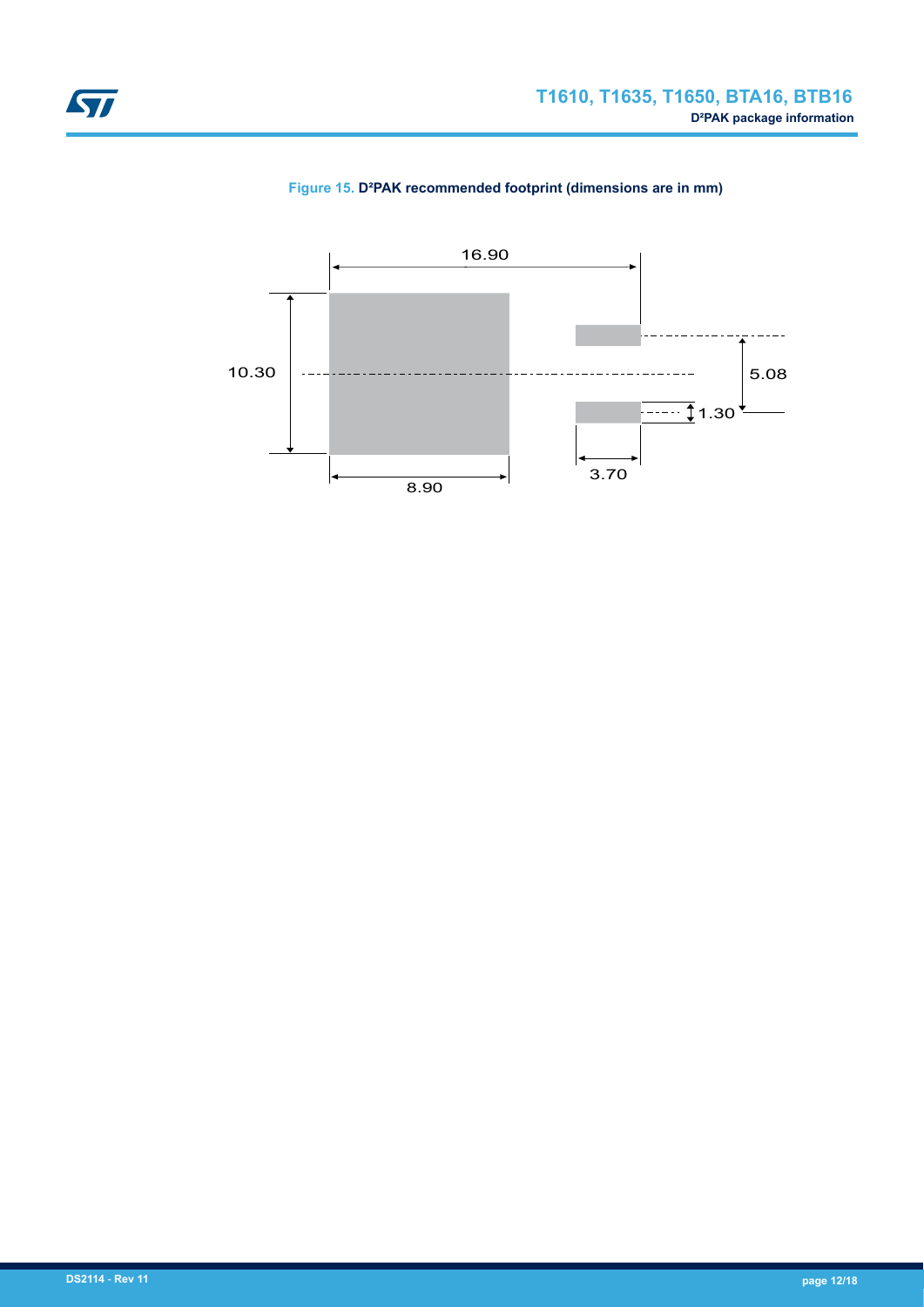Figure 15. D²PAK recommended footprint (dimensions are in mm)

16.90

10.30

5.08

1.30

3.70

8.90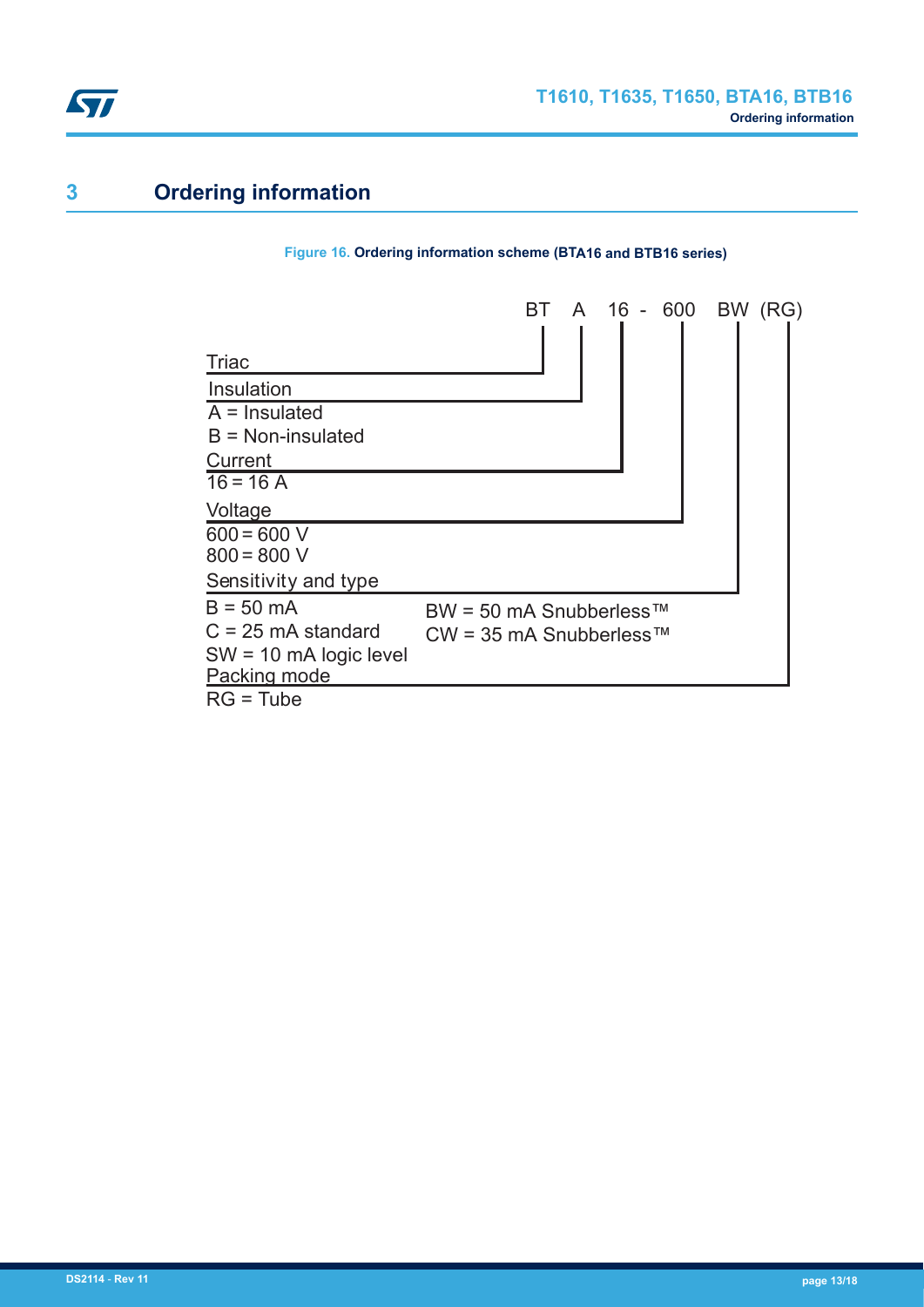# 3 Ordering information

**Figure 16. Ordering information scheme (BTA16 and BTB16 series)**

BT A 16 - 600 BW (RG)

- **Triac**: BT
- **Insulation**
  - A = Insulated
  - B = Non-insulated
- **Current**
  - 16 = 16 A
- **Voltage**
  - 600 = 600 V
  - 800 = 800 V
- **Sensitivity and type**
  - B = 50 mA
  - C = 25 mA standard
  - SW = 10 mA logic level
  - BW = 50 mA Snubberless™
  - CW = 35 mA Snubberless™
- **Packing mode**
  - RG = Tube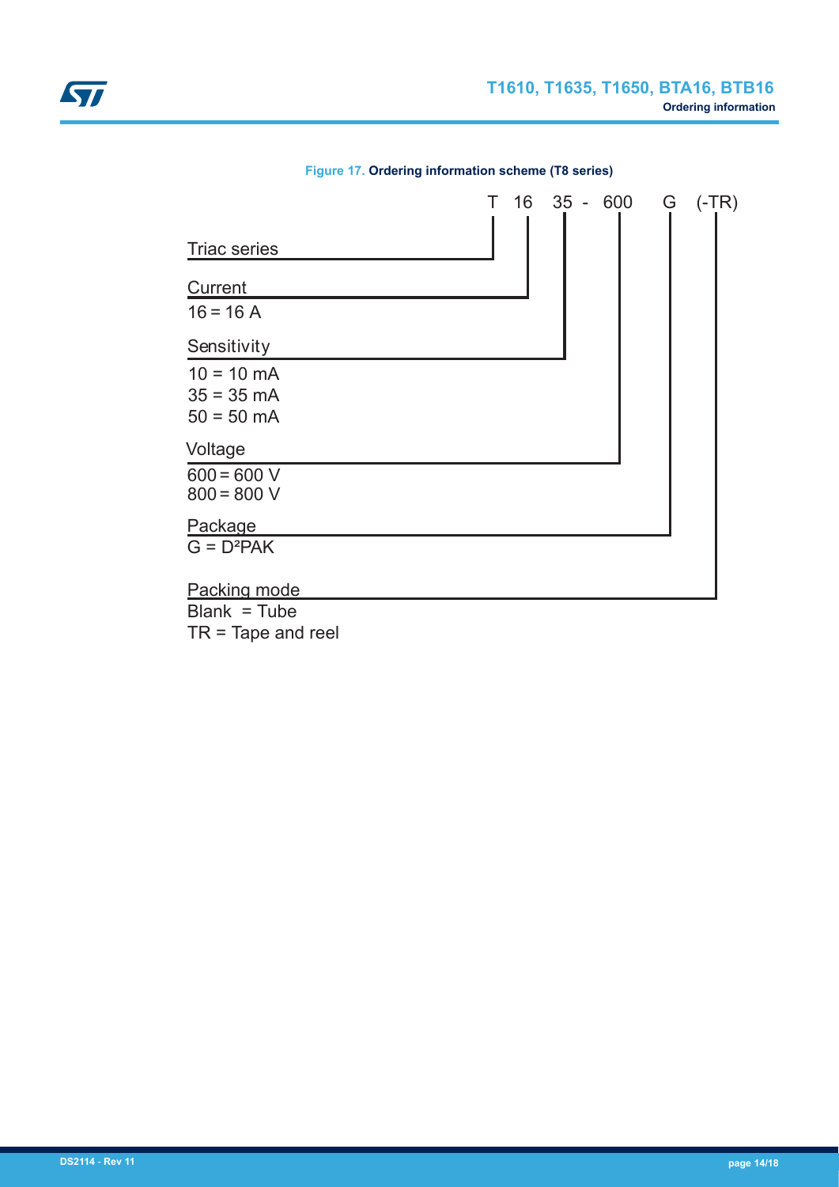**Figure 17. Ordering information scheme (T8 series)**

T 16 35 - 600 G (-TR)

- **Triac series**: T
- **Current**
  - 16 = 16 A
- **Sensitivity**
  - 10 = 10 mA
  - 35 = 35 mA
  - 50 = 50 mA
- **Voltage**
  - 600 = 600 V
  - 800 = 800 V
- **Package**
  - G = D²PAK
- **Packing mode**
  - Blank = Tube
  - TR = Tape and reel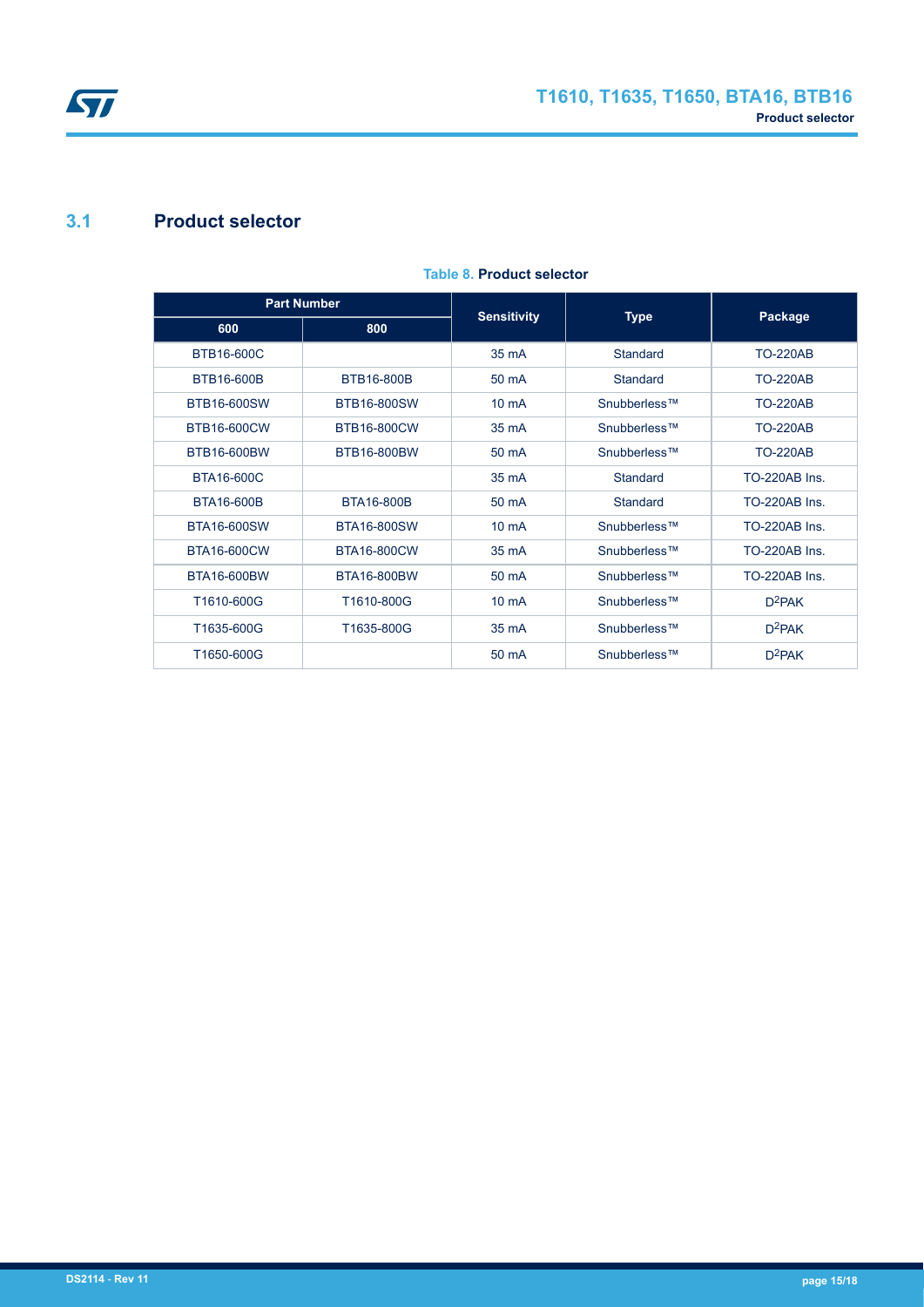## 3.1 Product selector

**Table 8. Product selector**

| Part Number | | Sensitivity | Type | Package |
|---|---|---|---|---|
| 600 | 800 | | | |
| BTB16-600C | | 35 mA | Standard | TO-220AB |
| BTB16-600B | BTB16-800B | 50 mA | Standard | TO-220AB |
| BTB16-600SW | BTB16-800SW | 10 mA | Snubberless™ | TO-220AB |
| BTB16-600CW | BTB16-800CW | 35 mA | Snubberless™ | TO-220AB |
| BTB16-600BW | BTB16-800BW | 50 mA | Snubberless™ | TO-220AB |
| BTA16-600C | | 35 mA | Standard | TO-220AB Ins. |
| BTA16-600B | BTA16-800B | 50 mA | Standard | TO-220AB Ins. |
| BTA16-600SW | BTA16-800SW | 10 mA | Snubberless™ | TO-220AB Ins. |
| BTA16-600CW | BTA16-800CW | 35 mA | Snubberless™ | TO-220AB Ins. |
| BTA16-600BW | BTA16-800BW | 50 mA | Snubberless™ | TO-220AB Ins. |
| T1610-600G | T1610-800G | 10 mA | Snubberless™ | $D^2PAK$ |
| T1635-600G | T1635-800G | 35 mA | Snubberless™ | $D^2PAK$ |
| T1650-600G | | 50 mA | Snubberless™ | $D^2PAK$ |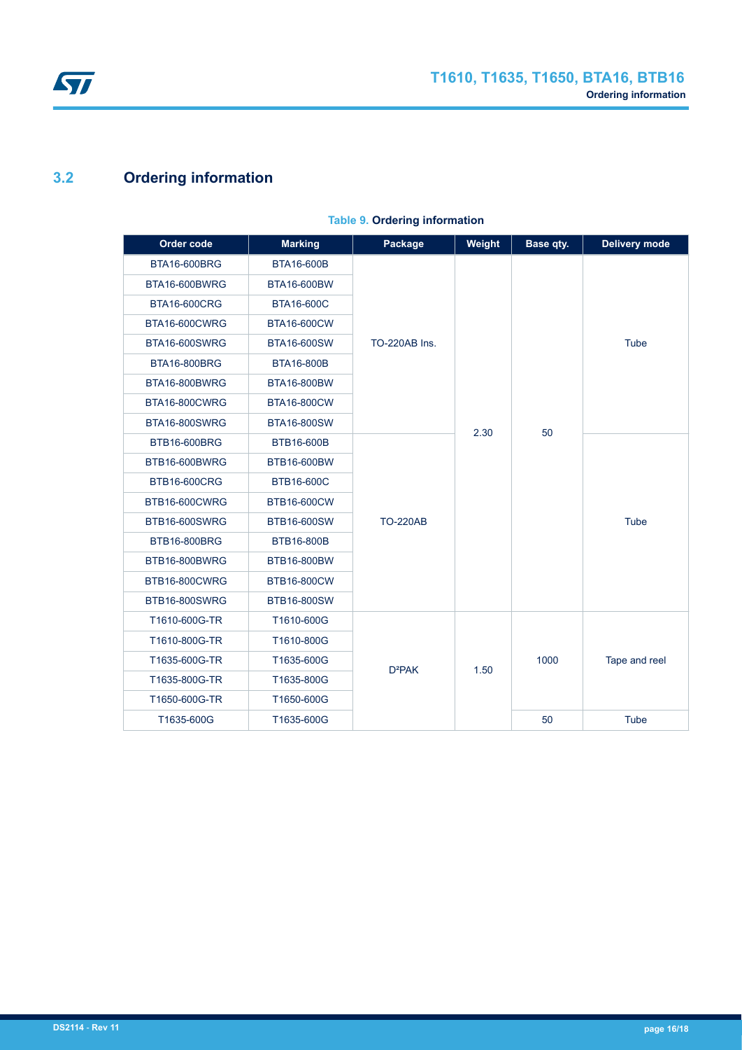## 3.2 Ordering information

**Table 9. Ordering information**

| Order code | Marking | Package | Weight | Base qty. | Delivery mode |
|---|---|---|---|---|---|
| BTA16-600BRG | BTA16-600B | TO-220AB Ins. | 2.30 | 50 | Tube |
| BTA16-600BWRG | BTA16-600BW | | | | |
| BTA16-600CRG | BTA16-600C | | | | |
| BTA16-600CWRG | BTA16-600CW | | | | |
| BTA16-600SWRG | BTA16-600SW | | | | |
| BTA16-800BRG | BTA16-800B | | | | |
| BTA16-800BWRG | BTA16-800BW | | | | |
| BTA16-800CWRG | BTA16-800CW | | | | |
| BTA16-800SWRG | BTA16-800SW | | | | |
| BTB16-600BRG | BTB16-600B | TO-220AB | | | Tube |
| BTB16-600BWRG | BTB16-600BW | | | | |
| BTB16-600CRG | BTB16-600C | | | | |
| BTB16-600CWRG | BTB16-600CW | | | | |
| BTB16-600SWRG | BTB16-600SW | | | | |
| BTB16-800BRG | BTB16-800B | | | | |
| BTB16-800BWRG | BTB16-800BW | | | | |
| BTB16-800CWRG | BTB16-800CW | | | | |
| BTB16-800SWRG | BTB16-800SW | | | | |
| T1610-600G-TR | T1610-600G | D²PAK | 1.50 | 1000 | Tape and reel |
| T1610-800G-TR | T1610-800G | | | | |
| T1635-600G-TR | T1635-600G | | | | |
| T1635-800G-TR | T1635-800G | | | | |
| T1650-600G-TR | T1650-600G | | | | |
| T1635-600G | T1635-600G | | | 50 | Tube |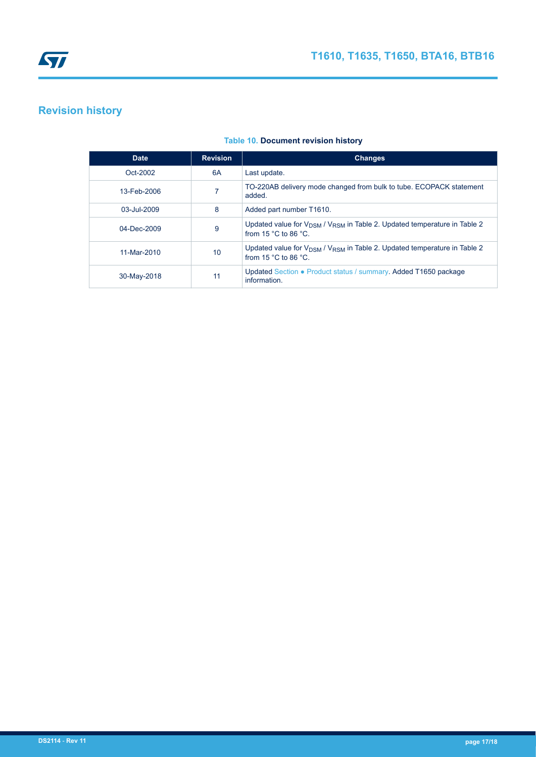## Revision history

**Table 10. Document revision history**

| Date | Revision | Changes |
| --- | --- | --- |
| Oct-2002 | 6A | Last update. |
| 13-Feb-2006 | 7 | TO-220AB delivery mode changed from bulk to tube. ECOPACK statement added. |
| 03-Jul-2009 | 8 | Added part number T1610. |
| 04-Dec-2009 | 9 | Updated value for $V_{DSM}$ / $V_{RSM}$ in Table 2. Updated temperature in Table 2 from 15 °C to 86 °C. |
| 11-Mar-2010 | 10 | Updated value for $V_{DSM}$ / $V_{RSM}$ in Table 2. Updated temperature in Table 2 from 15 °C to 86 °C. |
| 30-May-2018 | 11 | Updated Section • Product status / summary. Added T1650 package information. |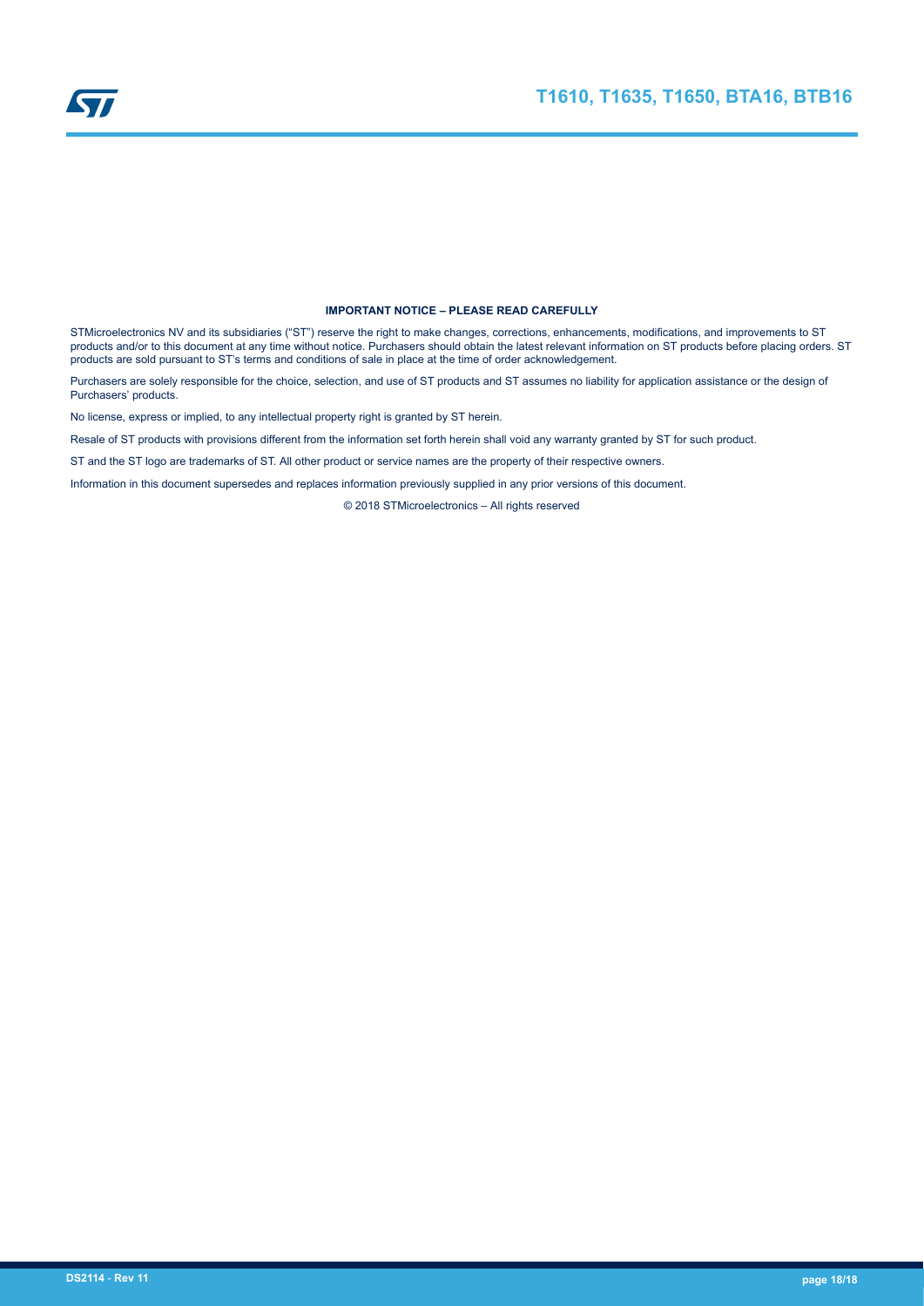**IMPORTANT NOTICE – PLEASE READ CAREFULLY**

STMicroelectronics NV and its subsidiaries (“ST”) reserve the right to make changes, corrections, enhancements, modifications, and improvements to ST products and/or to this document at any time without notice. Purchasers should obtain the latest relevant information on ST products before placing orders. ST products are sold pursuant to ST’s terms and conditions of sale in place at the time of order acknowledgement.

Purchasers are solely responsible for the choice, selection, and use of ST products and ST assumes no liability for application assistance or the design of Purchasers’ products.

No license, express or implied, to any intellectual property right is granted by ST herein.

Resale of ST products with provisions different from the information set forth herein shall void any warranty granted by ST for such product.

ST and the ST logo are trademarks of ST. All other product or service names are the property of their respective owners.

Information in this document supersedes and replaces information previously supplied in any prior versions of this document.

© 2018 STMicroelectronics – All rights reserved